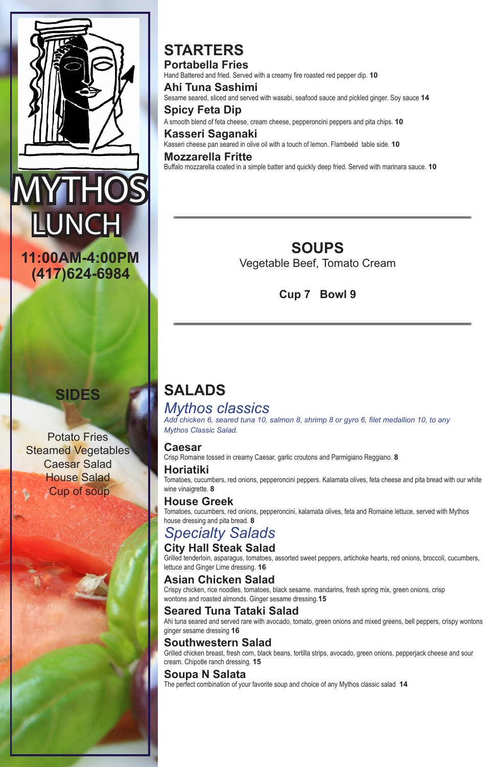# MYTHOS LUNCH

**11:00AM-4:00PM**
**(417)624-6984**

## SIDES

Potato Fries
Steamed Vegetables
Caesar Salad
House Salad
Cup of soup

## STARTERS

### Portabella Fries
Hand Battered and fried. Served with a creamy fire roasted red pepper dip. **10**

### Ahi Tuna Sashimi
Sesame seared, sliced and served with wasabi, seafood sauce and pickled ginger. Soy sauce **14**

### Spicy Feta Dip
A smooth blend of feta cheese, cream cheese, pepperoncini peppers and pita chips. **10**

### Kasseri Saganaki
Kasseri cheese pan seared in olive oil with a touch of lemon. Flambeéd table side. **10**

### Mozzarella Fritte
Buffalo mozzarella coated in a simple batter and quickly deep fried. Served with marinara sauce. **10**

## SOUPS

Vegetable Beef, Tomato Cream

**Cup 7 Bowl 9**

## SALADS

### *Mythos classics*
*Add chicken 6, seared tuna 10, salmon 8, shrimp 8 or gyro 6, filet medallion 10, to any Mythos Classic Salad.*

### Caesar
Crisp Romaine tossed in creamy Caesar, garlic croutons and Parmigiano Reggiano. **8**

### Horiatiki
Tomatoes, cucumbers, red onions, pepperoncini peppers. Kalamata olives, feta cheese and pita bread with our white wine vinaigrette. **8**

### House Greek
Tomatoes, cucumbers, red onions, pepperoncini, kalamata olives, feta and Romaine lettuce, served with Mythos house dressing and pita bread. **8**

### *Specialty Salads*

### City Hall Steak Salad
Grilled tenderloin, asparagus, tomatoes, assorted sweet peppers, artichoke hearts, red onions, broccoli, cucumbers, lettuce and Ginger Lime dressing. **16**

### Asian Chicken Salad
Crispy chicken, rice noodles, tomatoes, black sesame. mandarins, fresh spring mix, green onions, crisp wontons and roasted almonds. Ginger sesame dressing.**15**

### Seared Tuna Tataki Salad
Ahi tuna seared and served rare with avocado, tomato, green onions and mixed greens, bell peppers, crispy wontons ginger sesame dressing **16**

### Southwestern Salad
Grilled chicken breast, fresh corn, black beans, tortilla strips, avocado, green onions, pepperjack cheese and sour cream. Chipotle ranch dressing. **15**

### Soupa N Salata
The perfect combination of your favorite soup and choice of any Mythos classic salad **14**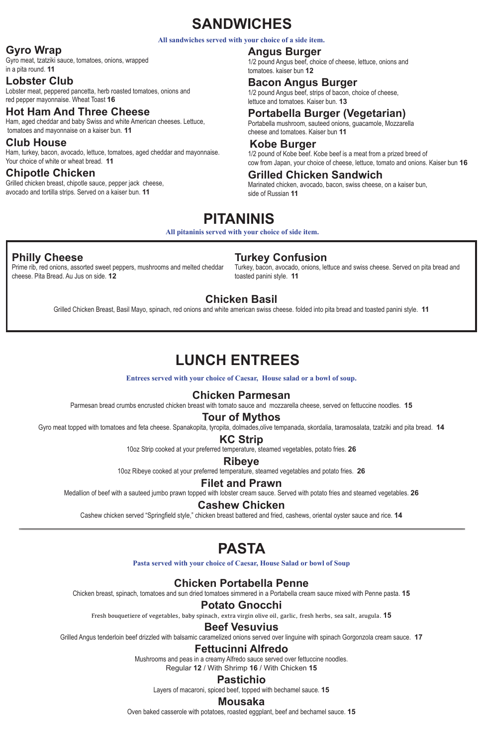# SANDWICHES

All sandwiches served with your choice of a side item.

## Gyro Wrap
Gyro meat, tzatziki sauce, tomatoes, onions, wrapped in a pita round. **11**

## Lobster Club
Lobster meat, peppered pancetta, herb roasted tomatoes, onions and red pepper mayonnaise. Wheat Toast **16**

## Hot Ham And Three Cheese
Ham, aged cheddar and baby Swiss and white American cheeses. Lettuce, tomatoes and mayonnaise on a kaiser bun. **11**

## Club House
Ham, turkey, bacon, avocado, lettuce, tomatoes, aged cheddar and mayonnaise. Your choice of white or wheat bread. **11**

## Chipotle Chicken
Grilled chicken breast, chipotle sauce, pepper jack cheese, avocado and tortilla strips. Served on a kaiser bun. **11**

## Angus Burger
1/2 pound Angus beef, choice of cheese, lettuce, onions and tomatoes. kaiser bun **12**

## Bacon Angus Burger
1/2 pound Angus beef, strips of bacon, choice of cheese, lettuce and tomatoes. Kaiser bun. **13**

## Portabella Burger (Vegetarian)
Portabella mushroom, sauteed onions, guacamole, Mozzarella cheese and tomatoes. Kaiser bun **11**

## Kobe Burger
1/2 pound of Kobe beef. Kobe beef is a meat from a prized breed of cow from Japan, your choice of cheese, lettuce, tomato and onions. Kaiser bun **16**

## Grilled Chicken Sandwich
Marinated chicken, avocado, bacon, swiss cheese, on a kaiser bun, side of Russian **11**

# PITANINIS

All pitaninis served with your choice of side item.

## Philly Cheese
Prime rib, red onions, assorted sweet peppers, mushrooms and melted cheddar cheese. Pita Bread. Au Jus on side. **12**

## Turkey Confusion
Turkey, bacon, avocado, onions, lettuce and swiss cheese. Served on pita bread and toasted panini style. **11**

## Chicken Basil
Grilled Chicken Breast, Basil Mayo, spinach, red onions and white american swiss cheese. folded into pita bread and toasted panini style. **11**

# LUNCH ENTREES

Entrees served with your choice of Caesar, House salad or a bowl of soup.

## Chicken Parmesan
Parmesan bread crumbs encrusted chicken breast with tomato sauce and mozzarella cheese, served on fettuccine noodles. **15**

## Tour of Mythos
Gyro meat topped with tomatoes and feta cheese. Spanakopita, tyropita, dolmades,olive tempanada, skordalia, taramosalata, tzatziki and pita bread. **14**

## KC Strip
10oz Strip cooked at your preferred temperature, steamed vegetables, potato fries. **26**

## Ribeye
10oz Ribeye cooked at your preferred temperature, steamed vegetables and potato fries. **26**

## Filet and Prawn
Medallion of beef with a sauteed jumbo prawn topped with lobster cream sauce. Served with potato fries and steamed vegetables. **26**

## Cashew Chicken
Cashew chicken served "Springfield style," chicken breast battered and fried, cashews, oriental oyster sauce and rice. **14**

# PASTA

Pasta served with your choice of Caesar, House Salad or bowl of Soup

## Chicken Portabella Penne
Chicken breast, spinach, tomatoes and sun dried tomatoes simmered in a Portabella cream sauce mixed with Penne pasta. **15**

## Potato Gnocchi
Fresh bouquetiere of vegetables, baby spinach, extra virgin olive oil, garlic, fresh herbs, sea salt, arugula. **15**

## Beef Vesuvius
Grilled Angus tenderloin beef drizzled with balsamic caramelized onions served over linguine with spinach Gorgonzola cream sauce. **17**

## Fettucinni Alfredo
Mushrooms and peas in a creamy Alfredo sauce served over fettuccine noodles.
Regular **12** / With Shrimp **16** / With Chicken **15**

## Pastichio
Layers of macaroni, spiced beef, topped with bechamel sauce. **15**

## Mousaka
Oven baked casserole with potatoes, roasted eggplant, beef and bechamel sauce. **15**